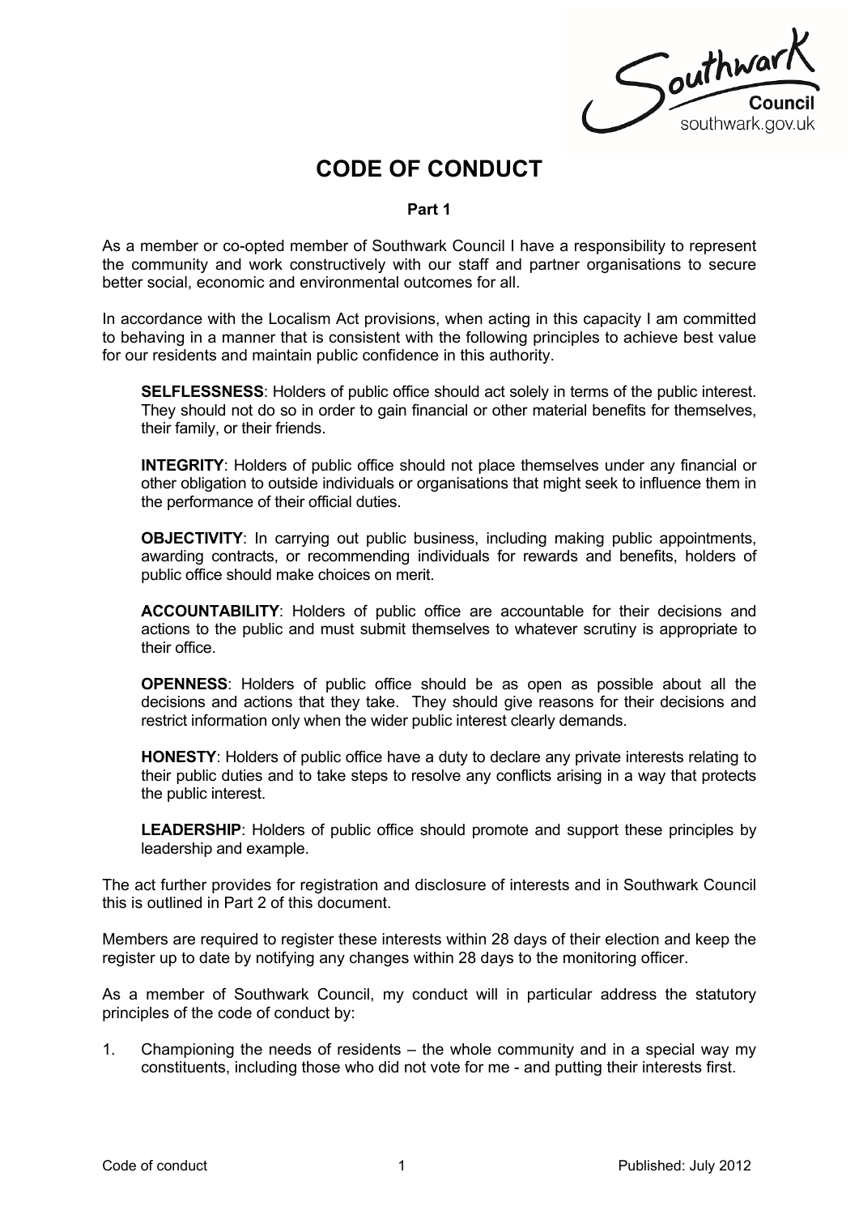# CODE OF CONDUCT

**Part 1**

As a member or co-opted member of Southwark Council I have a responsibility to represent the community and work constructively with our staff and partner organisations to secure better social, economic and environmental outcomes for all.

In accordance with the Localism Act provisions, when acting in this capacity I am committed to behaving in a manner that is consistent with the following principles to achieve best value for our residents and maintain public confidence in this authority.

**SELFLESSNESS**: Holders of public office should act solely in terms of the public interest. They should not do so in order to gain financial or other material benefits for themselves, their family, or their friends.

**INTEGRITY**: Holders of public office should not place themselves under any financial or other obligation to outside individuals or organisations that might seek to influence them in the performance of their official duties.

**OBJECTIVITY**: In carrying out public business, including making public appointments, awarding contracts, or recommending individuals for rewards and benefits, holders of public office should make choices on merit.

**ACCOUNTABILITY**: Holders of public office are accountable for their decisions and actions to the public and must submit themselves to whatever scrutiny is appropriate to their office.

**OPENNESS**: Holders of public office should be as open as possible about all the decisions and actions that they take. They should give reasons for their decisions and restrict information only when the wider public interest clearly demands.

**HONESTY**: Holders of public office have a duty to declare any private interests relating to their public duties and to take steps to resolve any conflicts arising in a way that protects the public interest.

**LEADERSHIP**: Holders of public office should promote and support these principles by leadership and example.

The act further provides for registration and disclosure of interests and in Southwark Council this is outlined in Part 2 of this document.

Members are required to register these interests within 28 days of their election and keep the register up to date by notifying any changes within 28 days to the monitoring officer.

As a member of Southwark Council, my conduct will in particular address the statutory principles of the code of conduct by:

1. Championing the needs of residents – the whole community and in a special way my constituents, including those who did not vote for me - and putting their interests first.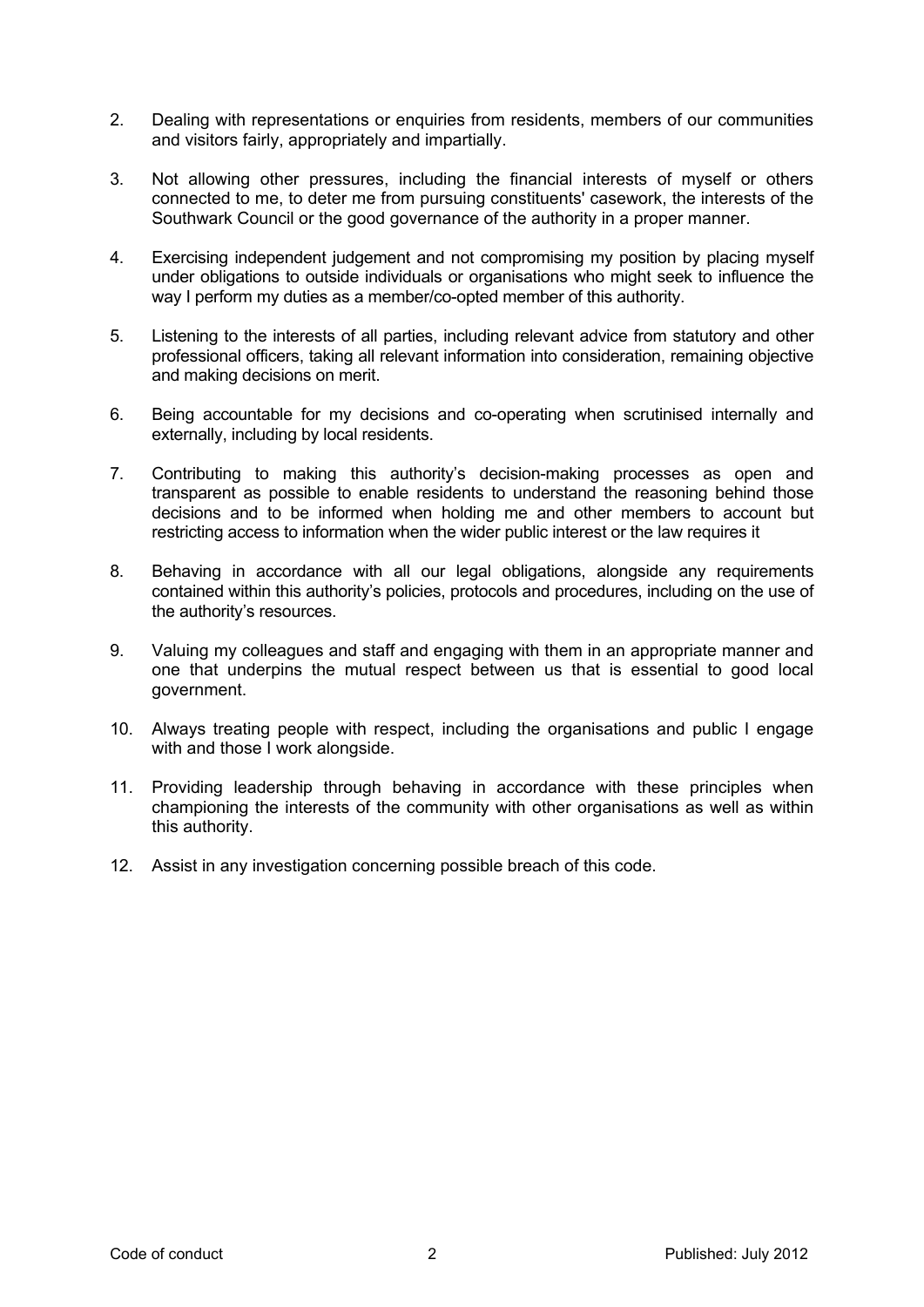2. Dealing with representations or enquiries from residents, members of our communities and visitors fairly, appropriately and impartially.

3. Not allowing other pressures, including the financial interests of myself or others connected to me, to deter me from pursuing constituents' casework, the interests of the Southwark Council or the good governance of the authority in a proper manner.

4. Exercising independent judgement and not compromising my position by placing myself under obligations to outside individuals or organisations who might seek to influence the way I perform my duties as a member/co-opted member of this authority.

5. Listening to the interests of all parties, including relevant advice from statutory and other professional officers, taking all relevant information into consideration, remaining objective and making decisions on merit.

6. Being accountable for my decisions and co-operating when scrutinised internally and externally, including by local residents.

7. Contributing to making this authority's decision-making processes as open and transparent as possible to enable residents to understand the reasoning behind those decisions and to be informed when holding me and other members to account but restricting access to information when the wider public interest or the law requires it

8. Behaving in accordance with all our legal obligations, alongside any requirements contained within this authority's policies, protocols and procedures, including on the use of the authority's resources.

9. Valuing my colleagues and staff and engaging with them in an appropriate manner and one that underpins the mutual respect between us that is essential to good local government.

10. Always treating people with respect, including the organisations and public I engage with and those I work alongside.

11. Providing leadership through behaving in accordance with these principles when championing the interests of the community with other organisations as well as within this authority.

12. Assist in any investigation concerning possible breach of this code.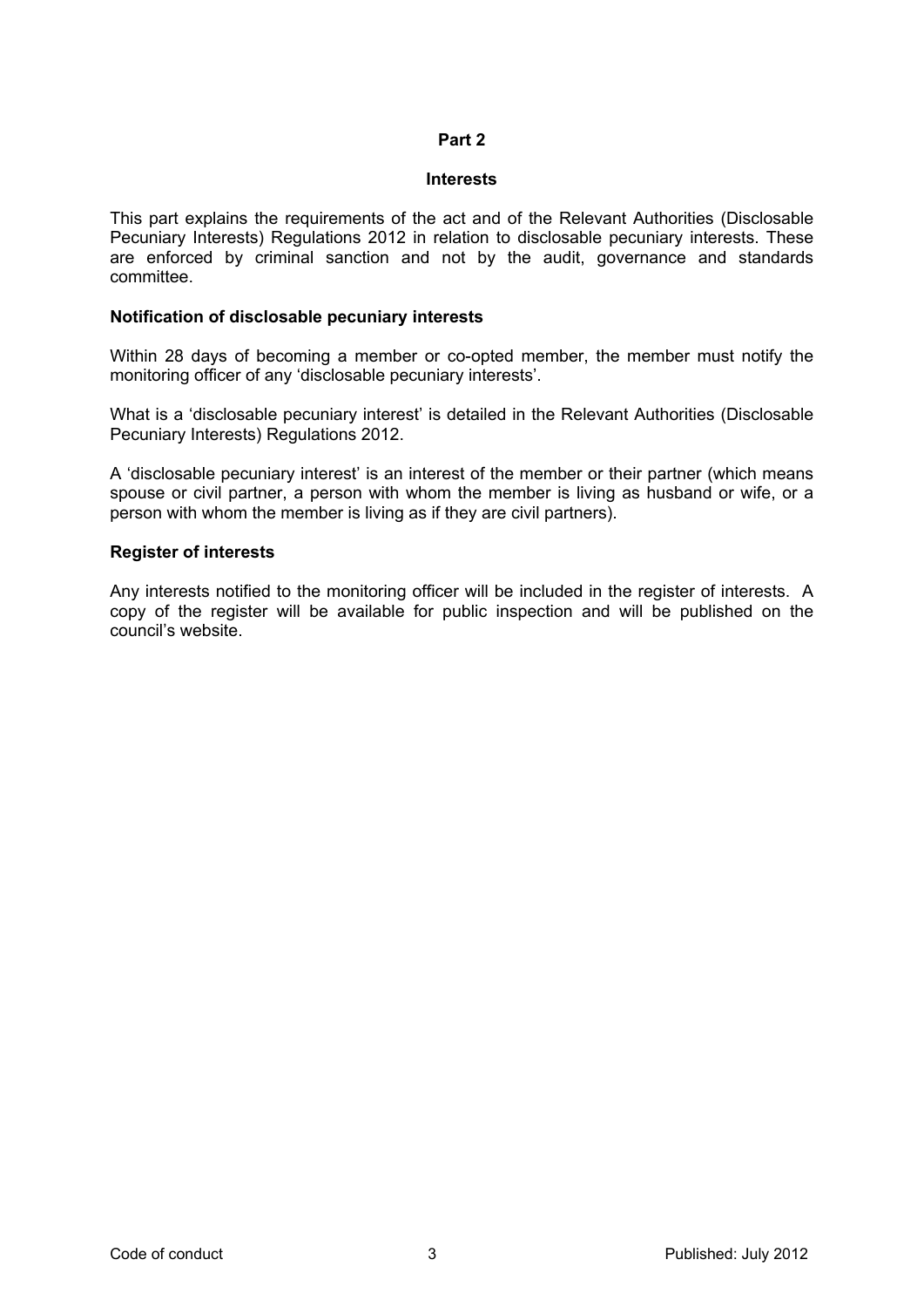## Part 2

### Interests

This part explains the requirements of the act and of the Relevant Authorities (Disclosable Pecuniary Interests) Regulations 2012 in relation to disclosable pecuniary interests. These are enforced by criminal sanction and not by the audit, governance and standards committee.

**Notification of disclosable pecuniary interests**

Within 28 days of becoming a member or co-opted member, the member must notify the monitoring officer of any 'disclosable pecuniary interests'.

What is a 'disclosable pecuniary interest' is detailed in the Relevant Authorities (Disclosable Pecuniary Interests) Regulations 2012.

A 'disclosable pecuniary interest' is an interest of the member or their partner (which means spouse or civil partner, a person with whom the member is living as husband or wife, or a person with whom the member is living as if they are civil partners).

**Register of interests**

Any interests notified to the monitoring officer will be included in the register of interests. A copy of the register will be available for public inspection and will be published on the council's website.